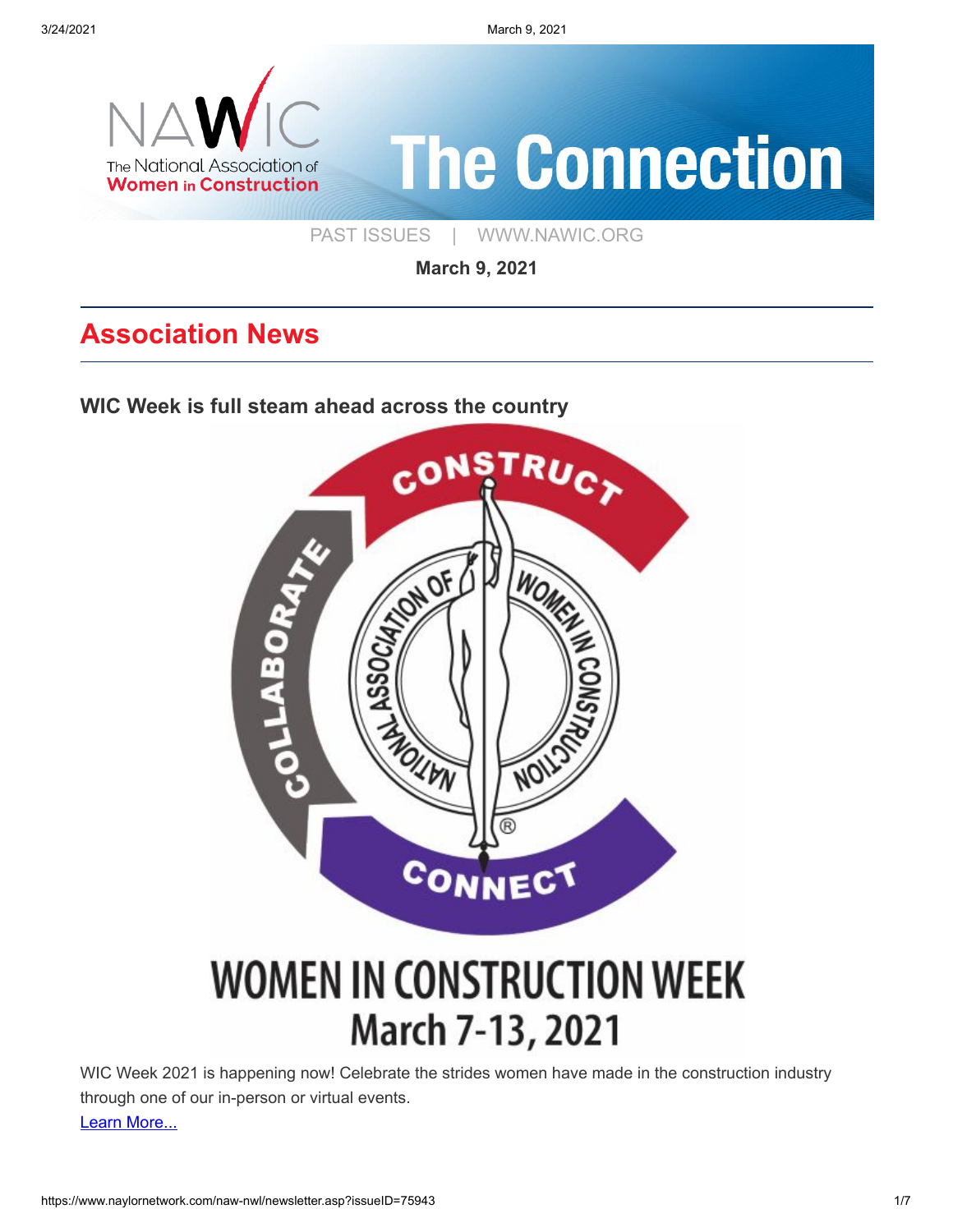# The Connection

The National Association of Women in Construction

PAST ISSUES | WWW.NAWIC.ORG

**March 9, 2021**

## Association News

### WIC Week is full steam ahead across the country

WOMEN IN CONSTRUCTION WEEK
March 7-13, 2021

WIC Week 2021 is happening now! Celebrate the strides women have made in the construction industry through one of our in-person or virtual events.

[Learn More...]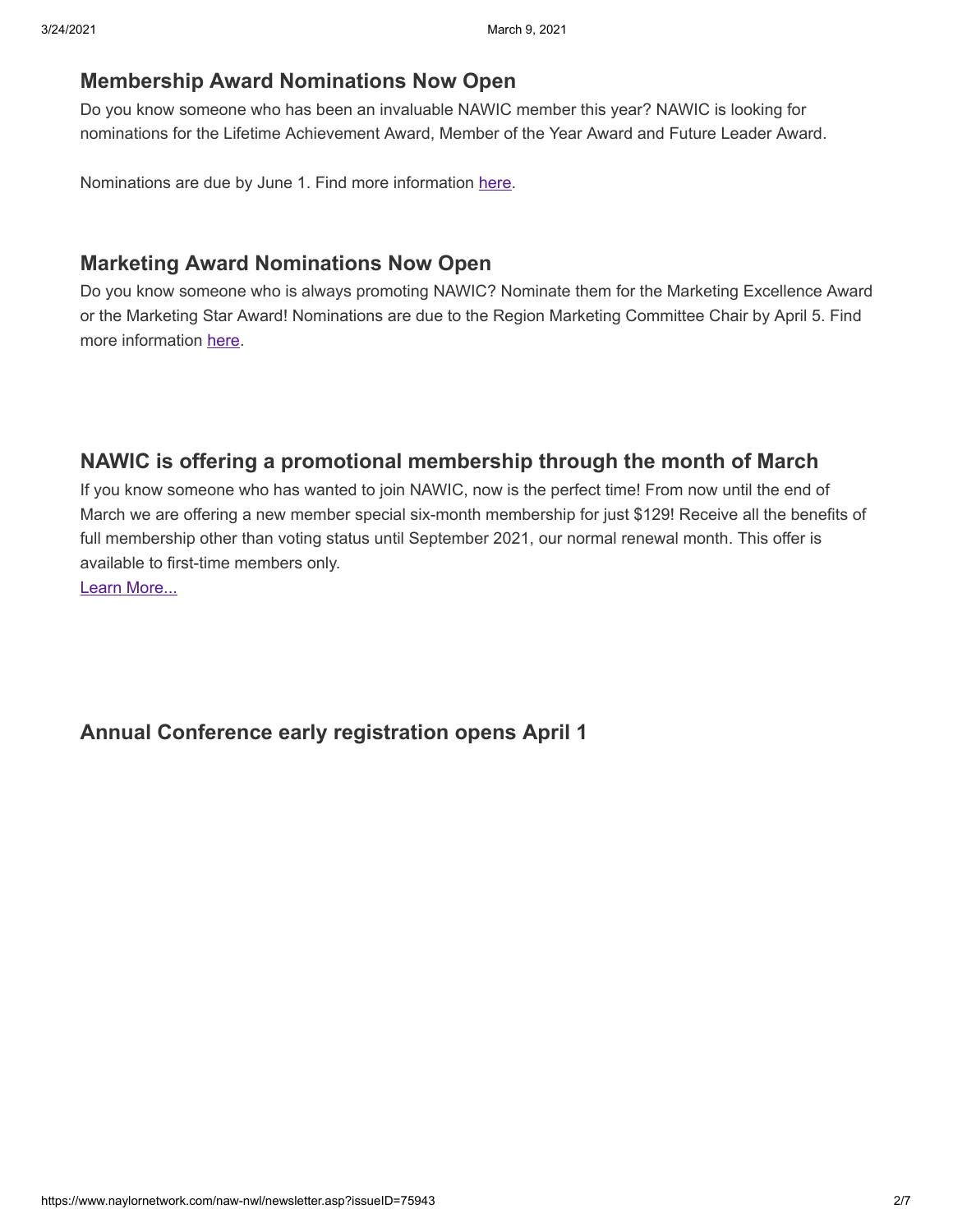## Membership Award Nominations Now Open

Do you know someone who has been an invaluable NAWIC member this year? NAWIC is looking for nominations for the Lifetime Achievement Award, Member of the Year Award and Future Leader Award.

Nominations are due by June 1. Find more information here.

## Marketing Award Nominations Now Open

Do you know someone who is always promoting NAWIC? Nominate them for the Marketing Excellence Award or the Marketing Star Award! Nominations are due to the Region Marketing Committee Chair by April 5. Find more information here.

## NAWIC is offering a promotional membership through the month of March

If you know someone who has wanted to join NAWIC, now is the perfect time! From now until the end of March we are offering a new member special six-month membership for just $129! Receive all the benefits of full membership other than voting status until September 2021, our normal renewal month. This offer is available to first-time members only.
Learn More...

## Annual Conference early registration opens April 1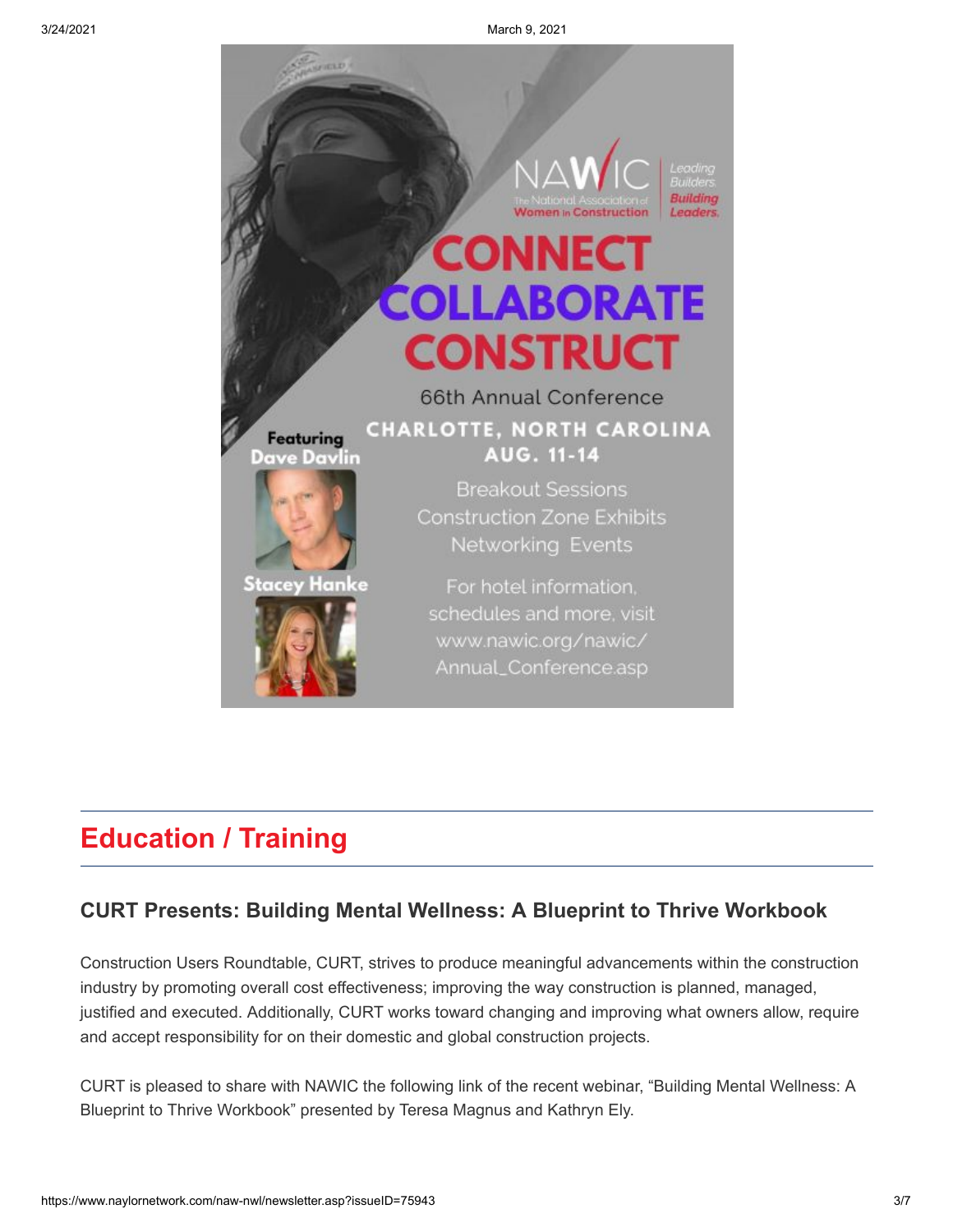NAWIC
The National Association of Women in Construction

Leading Builders. Building Leaders.

# CONNECT COLLABORATE CONSTRUCT

66th Annual Conference

CHARLOTTE, NORTH CAROLINA
AUG. 11-14

Breakout Sessions
Construction Zone Exhibits
Networking Events

For hotel information, schedules and more, visit www.nawic.org/nawic/Annual_Conference.asp

Featuring
Dave Davlin

Stacey Hanke

## Education / Training

### CURT Presents: Building Mental Wellness: A Blueprint to Thrive Workbook

Construction Users Roundtable, CURT, strives to produce meaningful advancements within the construction industry by promoting overall cost effectiveness; improving the way construction is planned, managed, justified and executed. Additionally, CURT works toward changing and improving what owners allow, require and accept responsibility for on their domestic and global construction projects.

CURT is pleased to share with NAWIC the following link of the recent webinar, "Building Mental Wellness: A Blueprint to Thrive Workbook" presented by Teresa Magnus and Kathryn Ely.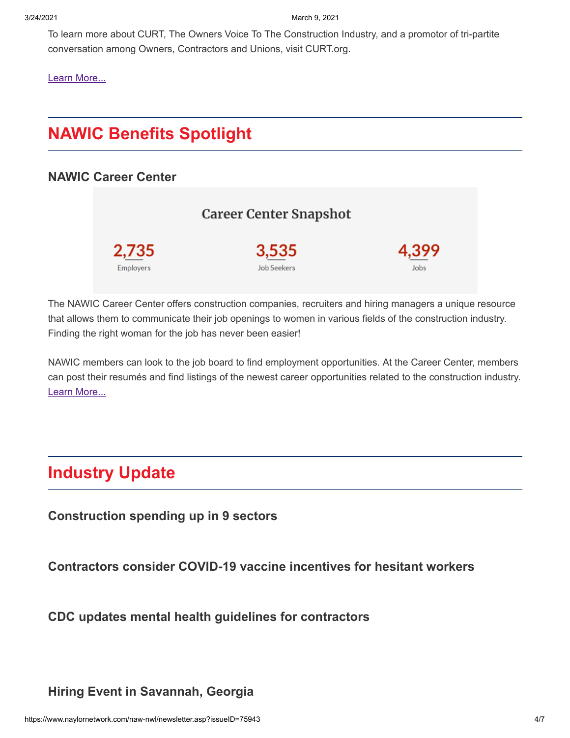To learn more about CURT, The Owners Voice To The Construction Industry, and a promotor of tri-partite conversation among Owners, Contractors and Unions, visit CURT.org.

Learn More...

## NAWIC Benefits Spotlight

### NAWIC Career Center

Career Center Snapshot

| 2,735 | 3,535 | 4,399 |
|---|---|---|
| Employers | Job Seekers | Jobs |

The NAWIC Career Center offers construction companies, recruiters and hiring managers a unique resource that allows them to communicate their job openings to women in various fields of the construction industry. Finding the right woman for the job has never been easier!

NAWIC members can look to the job board to find employment opportunities. At the Career Center, members can post their resumés and find listings of the newest career opportunities related to the construction industry. Learn More...

## Industry Update

### Construction spending up in 9 sectors

### Contractors consider COVID-19 vaccine incentives for hesitant workers

### CDC updates mental health guidelines for contractors

### Hiring Event in Savannah, Georgia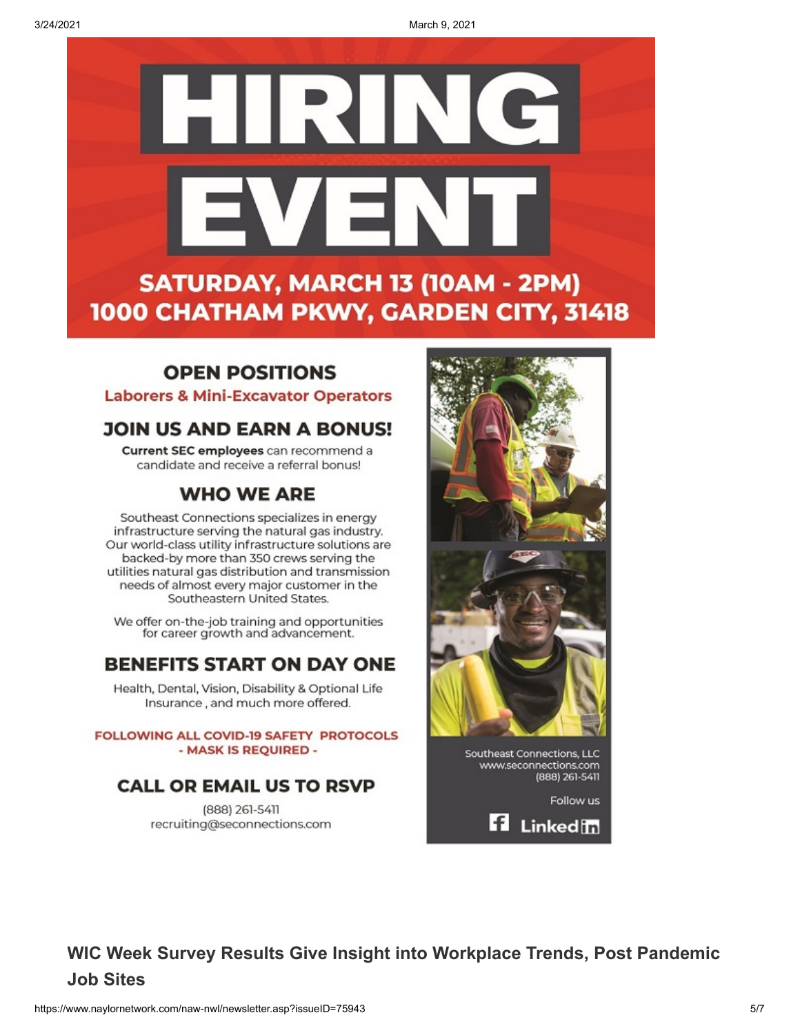# HIRING EVENT

**SATURDAY, MARCH 13 (10AM - 2PM)**
**1000 CHATHAM PKWY, GARDEN CITY, 31418**

## OPEN POSITIONS

Laborers & Mini-Excavator Operators

## JOIN US AND EARN A BONUS!

**Current SEC employees** can recommend a candidate and receive a referral bonus!

## WHO WE ARE

Southeast Connections specializes in energy infrastructure serving the natural gas industry. Our world-class utility infrastructure solutions are backed-by more than 350 crews serving the utilities natural gas distribution and transmission needs of almost every major customer in the Southeastern United States.

We offer on-the-job training and opportunities for career growth and advancement.

## BENEFITS START ON DAY ONE

Health, Dental, Vision, Disability & Optional Life Insurance , and much more offered.

**FOLLOWING ALL COVID-19 SAFETY PROTOCOLS - MASK IS REQUIRED -**

## CALL OR EMAIL US TO RSVP

(888) 261-5411
recruiting@seconnections.com

Southeast Connections, LLC
www.seconnections.com
(888) 261-5411

Follow us

Linkedin

## WIC Week Survey Results Give Insight into Workplace Trends, Post Pandemic Job Sites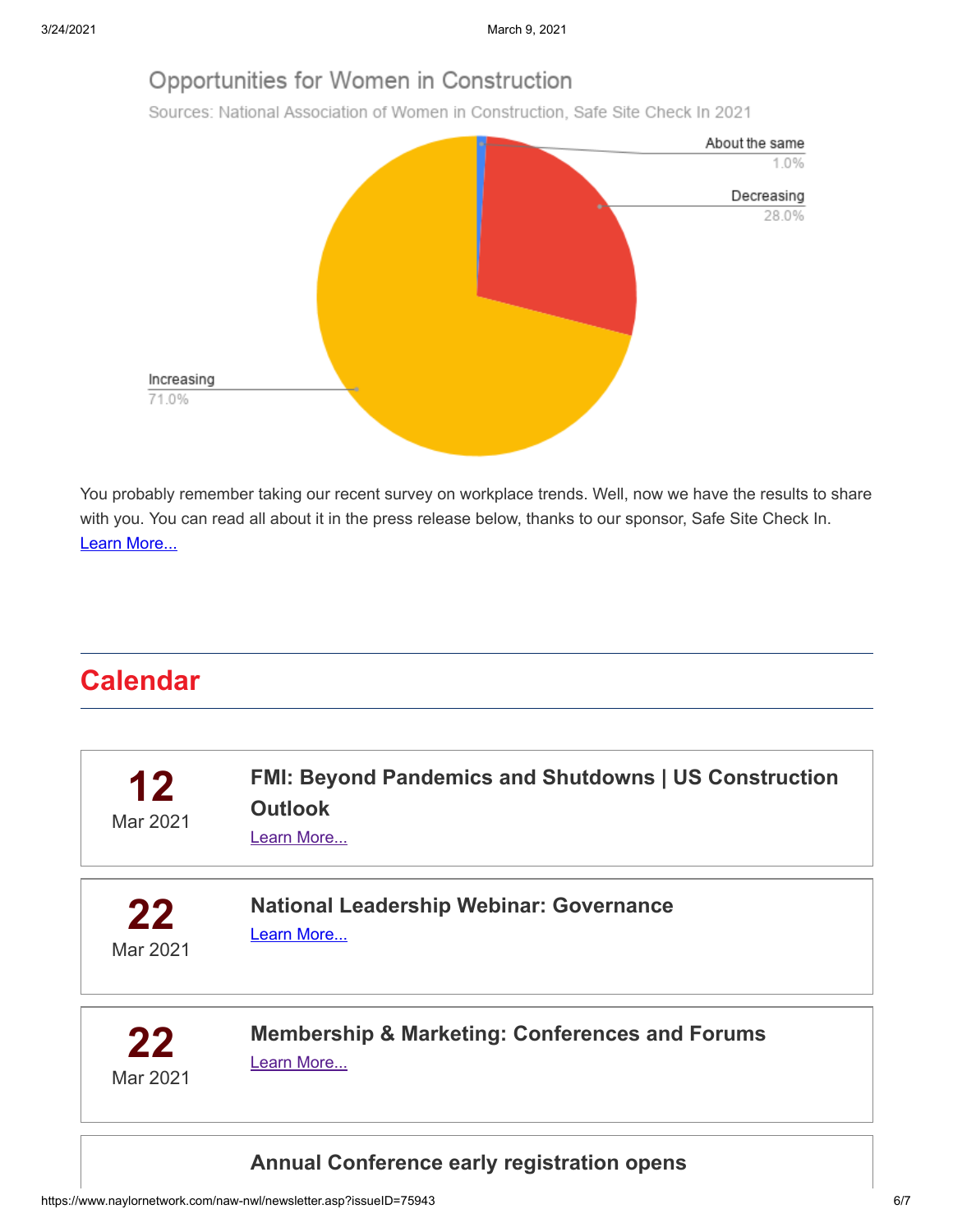Opportunities for Women in Construction

Sources: National Association of Women in Construction, Safe Site Check In 2021

About the same 1.0%

Decreasing 28.0%

Increasing 71.0%

You probably remember taking our recent survey on workplace trends. Well, now we have the results to share with you. You can read all about it in the press release below, thanks to our sponsor, Safe Site Check In. Learn More...

## Calendar

**12** Mar 2021

**FMI: Beyond Pandemics and Shutdowns | US Construction Outlook**

Learn More...

**22** Mar 2021

**National Leadership Webinar: Governance**

Learn More...

**22** Mar 2021

**Membership & Marketing: Conferences and Forums**

Learn More...

**Annual Conference early registration opens**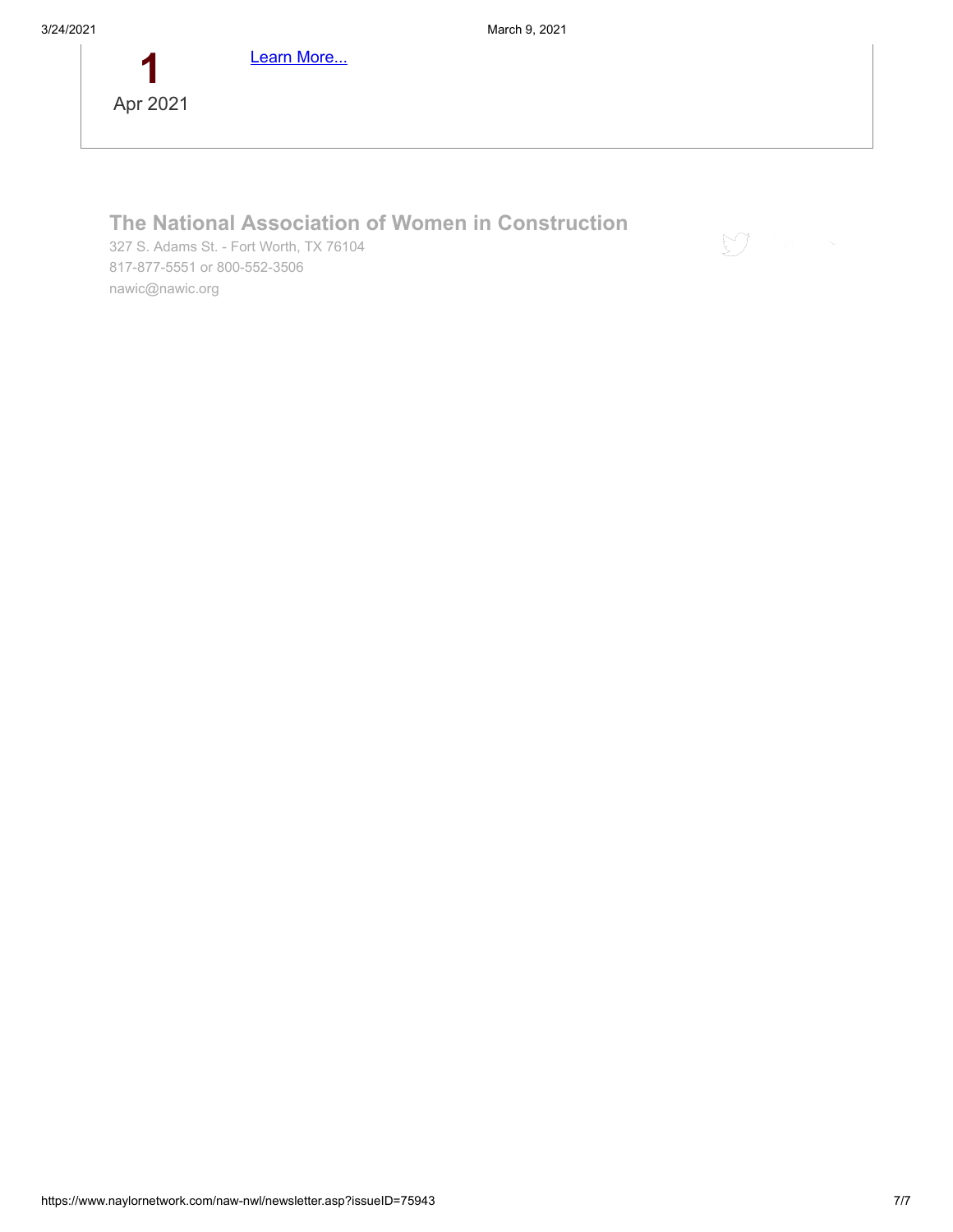1

Apr 2021

[Learn More...]

**The National Association of Women in Construction**

327 S. Adams St. - Fort Worth, TX 76104
817-877-5551 or 800-552-3506
nawic@nawic.org